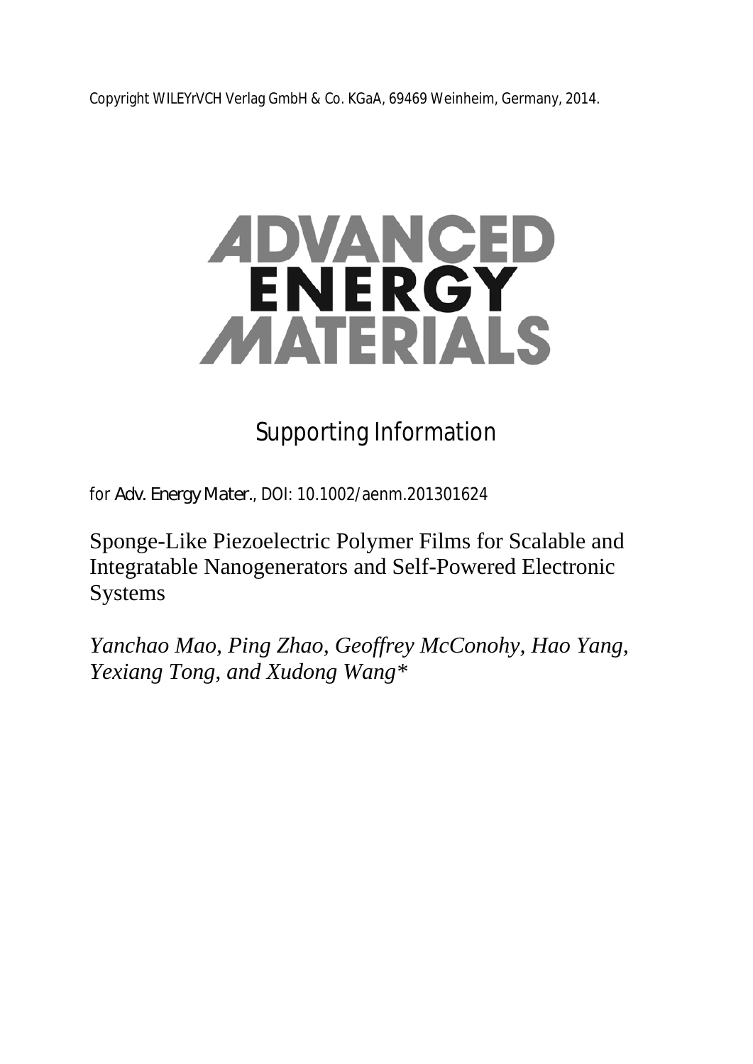Copyright WILEYrVCH Verlag GmbH & Co. KGaA, 69469 Weinheim, Germany, 2014.

# ADVANCED ENERGY MATERIALS

## Supporting Information

for *Adv. Energy Mater.*, DOI: 10.1002/aenm.201301624

# Sponge-Like Piezoelectric Polymer Films for Scalable and Integratable Nanogenerators and Self-Powered Electronic Systems

*Yanchao Mao, Ping Zhao, Geoffrey McConohy, Hao Yang, Yexiang Tong, and Xudong Wang**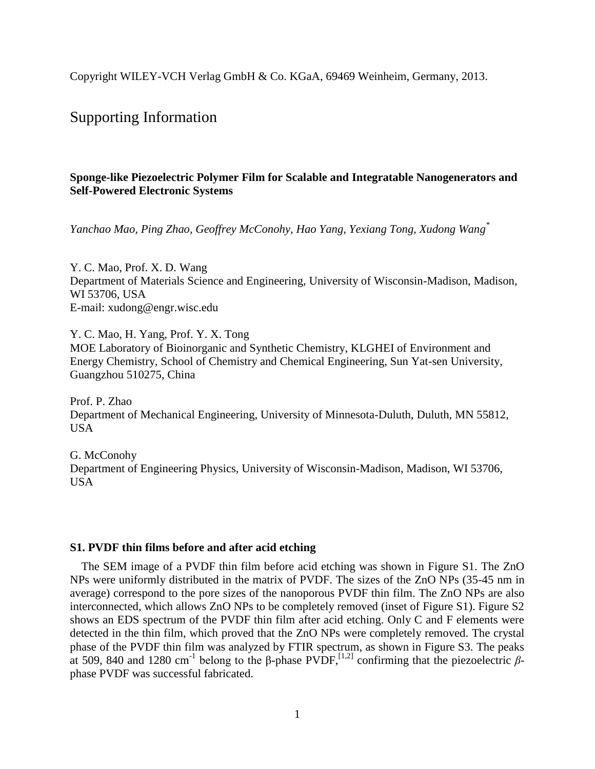Copyright WILEY-VCH Verlag GmbH & Co. KGaA, 69469 Weinheim, Germany, 2013.

# Supporting Information

**Sponge-like Piezoelectric Polymer Film for Scalable and Integratable Nanogenerators and Self-Powered Electronic Systems**

*Yanchao Mao, Ping Zhao, Geoffrey McConohy, Hao Yang, Yexiang Tong, Xudong Wang*[*]

Y. C. Mao, Prof. X. D. Wang
Department of Materials Science and Engineering, University of Wisconsin-Madison, Madison, WI 53706, USA
E-mail: xudong@engr.wisc.edu

Y. C. Mao, H. Yang, Prof. Y. X. Tong
MOE Laboratory of Bioinorganic and Synthetic Chemistry, KLGHEI of Environment and Energy Chemistry, School of Chemistry and Chemical Engineering, Sun Yat-sen University, Guangzhou 510275, China

Prof. P. Zhao
Department of Mechanical Engineering, University of Minnesota-Duluth, Duluth, MN 55812, USA

G. McConohy
Department of Engineering Physics, University of Wisconsin-Madison, Madison, WI 53706, USA

**S1. PVDF thin films before and after acid etching**

The SEM image of a PVDF thin film before acid etching was shown in Figure S1. The ZnO NPs were uniformly distributed in the matrix of PVDF. The sizes of the ZnO NPs (35-45 nm in average) correspond to the pore sizes of the nanoporous PVDF thin film. The ZnO NPs are also interconnected, which allows ZnO NPs to be completely removed (inset of Figure S1). Figure S2 shows an EDS spectrum of the PVDF thin film after acid etching. Only C and F elements were detected in the thin film, which proved that the ZnO NPs were completely removed. The crystal phase of the PVDF thin film was analyzed by FTIR spectrum, as shown in Figure S3. The peaks at 509, 840 and 1280 $cm^{-1}$ belong to the β-phase PVDF,[1,2] confirming that the piezoelectric *β*-phase PVDF was successful fabricated.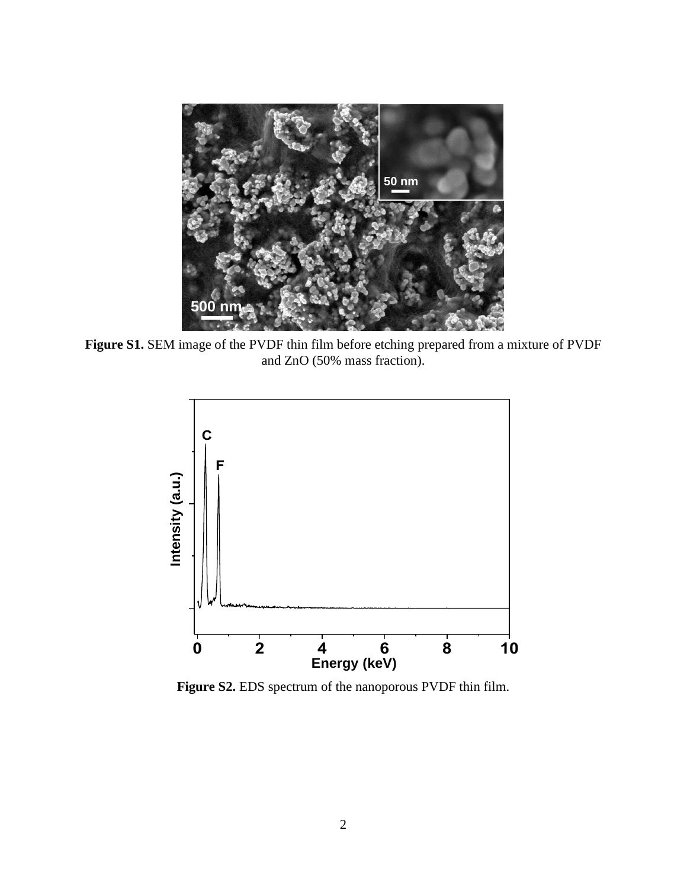**Figure S1.** SEM image of the PVDF thin film before etching prepared from a mixture of PVDF and ZnO (50% mass fraction).

**Figure S2.** EDS spectrum of the nanoporous PVDF thin film.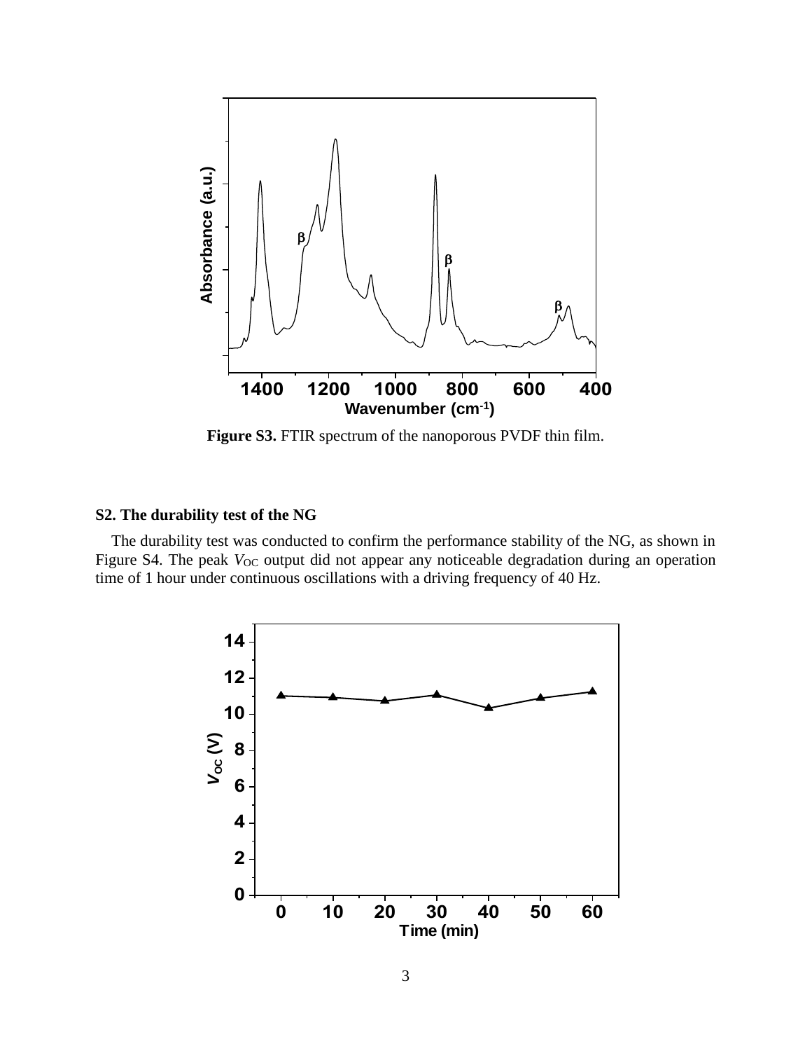**Figure S3.** FTIR spectrum of the nanoporous PVDF thin film.

### S2. The durability test of the NG

The durability test was conducted to confirm the performance stability of the NG, as shown in Figure S4. The peak $V_{OC}$ output did not appear any noticeable degradation during an operation time of 1 hour under continuous oscillations with a driving frequency of 40 Hz.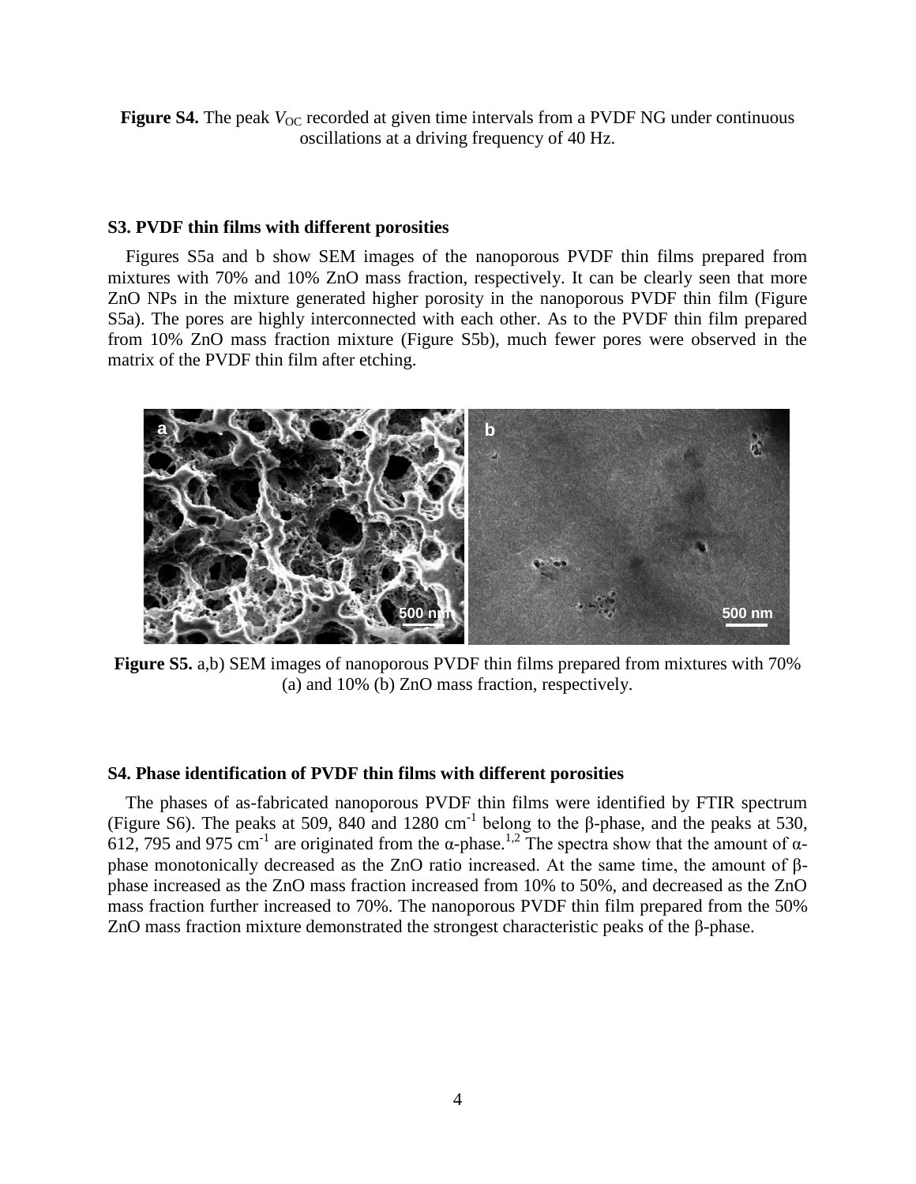**Figure S4.** The peak $V_{OC}$ recorded at given time intervals from a PVDF NG under continuous oscillations at a driving frequency of 40 Hz.

### S3. PVDF thin films with different porosities

Figures S5a and b show SEM images of the nanoporous PVDF thin films prepared from mixtures with 70% and 10% ZnO mass fraction, respectively. It can be clearly seen that more ZnO NPs in the mixture generated higher porosity in the nanoporous PVDF thin film (Figure S5a). The pores are highly interconnected with each other. As to the PVDF thin film prepared from 10% ZnO mass fraction mixture (Figure S5b), much fewer pores were observed in the matrix of the PVDF thin film after etching.

**Figure S5.** a,b) SEM images of nanoporous PVDF thin films prepared from mixtures with 70% (a) and 10% (b) ZnO mass fraction, respectively.

### S4. Phase identification of PVDF thin films with different porosities

The phases of as-fabricated nanoporous PVDF thin films were identified by FTIR spectrum (Figure S6). The peaks at 509, 840 and 1280 $cm^{-1}$ belong to the β-phase, and the peaks at 530, 612, 795 and 975 $cm^{-1}$ are originated from the α-phase.[1,2] The spectra show that the amount of α-phase monotonically decreased as the ZnO ratio increased. At the same time, the amount of β-phase increased as the ZnO mass fraction increased from 10% to 50%, and decreased as the ZnO mass fraction further increased to 70%. The nanoporous PVDF thin film prepared from the 50% ZnO mass fraction mixture demonstrated the strongest characteristic peaks of the β-phase.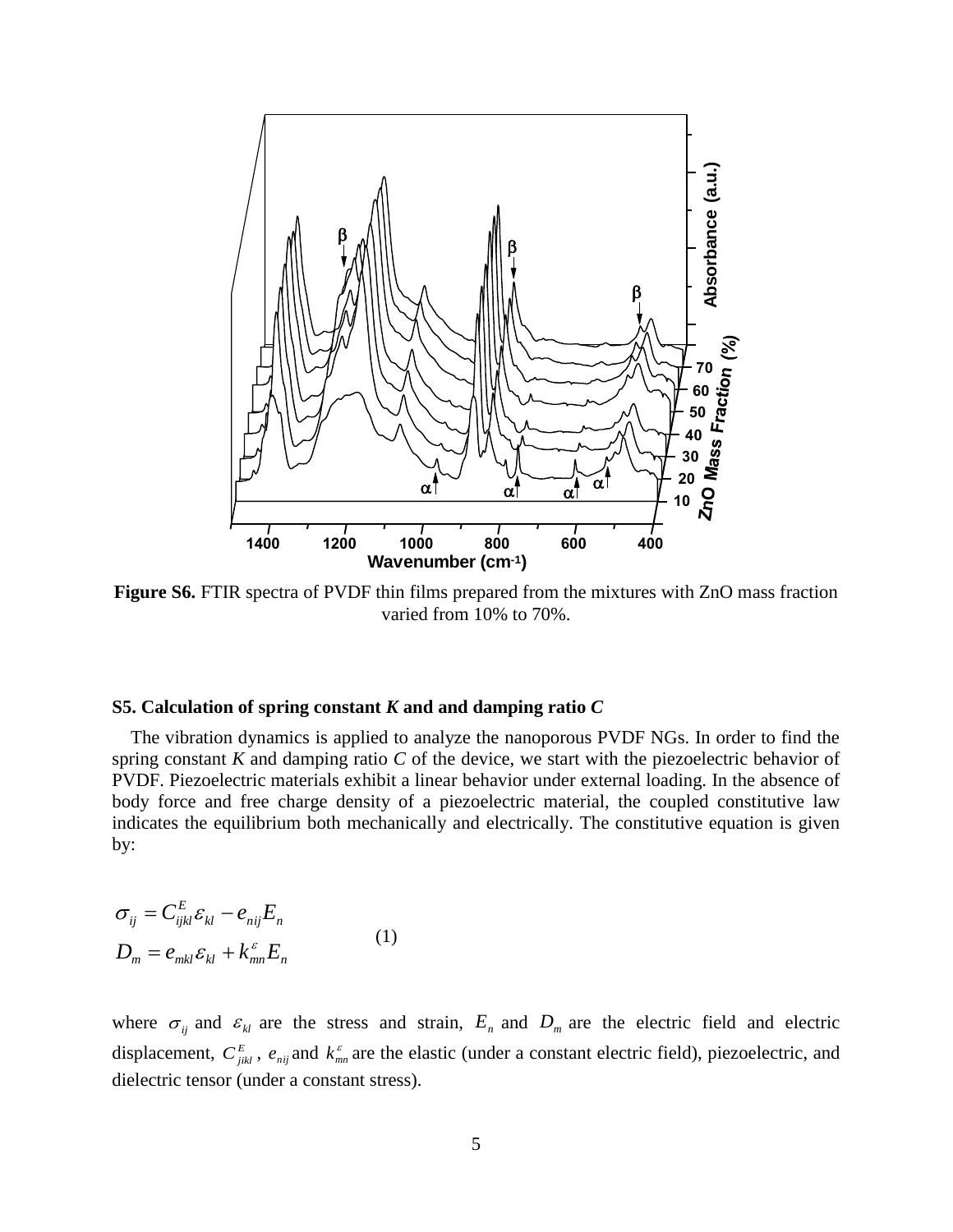**Figure S6.** FTIR spectra of PVDF thin films prepared from the mixtures with ZnO mass fraction varied from 10% to 70%.

### S5. Calculation of spring constant *K* and and damping ratio *C*

The vibration dynamics is applied to analyze the nanoporous PVDF NGs. In order to find the spring constant *K* and damping ratio *C* of the device, we start with the piezoelectric behavior of PVDF. Piezoelectric materials exhibit a linear behavior under external loading. In the absence of body force and free charge density of a piezoelectric material, the coupled constitutive law indicates the equilibrium both mechanically and electrically. The constitutive equation is given by:

$$
\begin{aligned}
\sigma_{ij} &= C^{E}_{ijkl}\varepsilon_{kl} - e_{nij}E_n \\
D_m &= e_{mkl}\varepsilon_{kl} + k^{\varepsilon}_{mn}E_n
\end{aligned}
\qquad (1)
$$

where $\sigma_{ij}$ and $\varepsilon_{kl}$ are the stress and strain, $E_n$ and $D_m$ are the electric field and electric displacement, $C^{E}_{jikl}$, $e_{nij}$ and $k^{\varepsilon}_{mn}$ are the elastic (under a constant electric field), piezoelectric, and dielectric tensor (under a constant stress).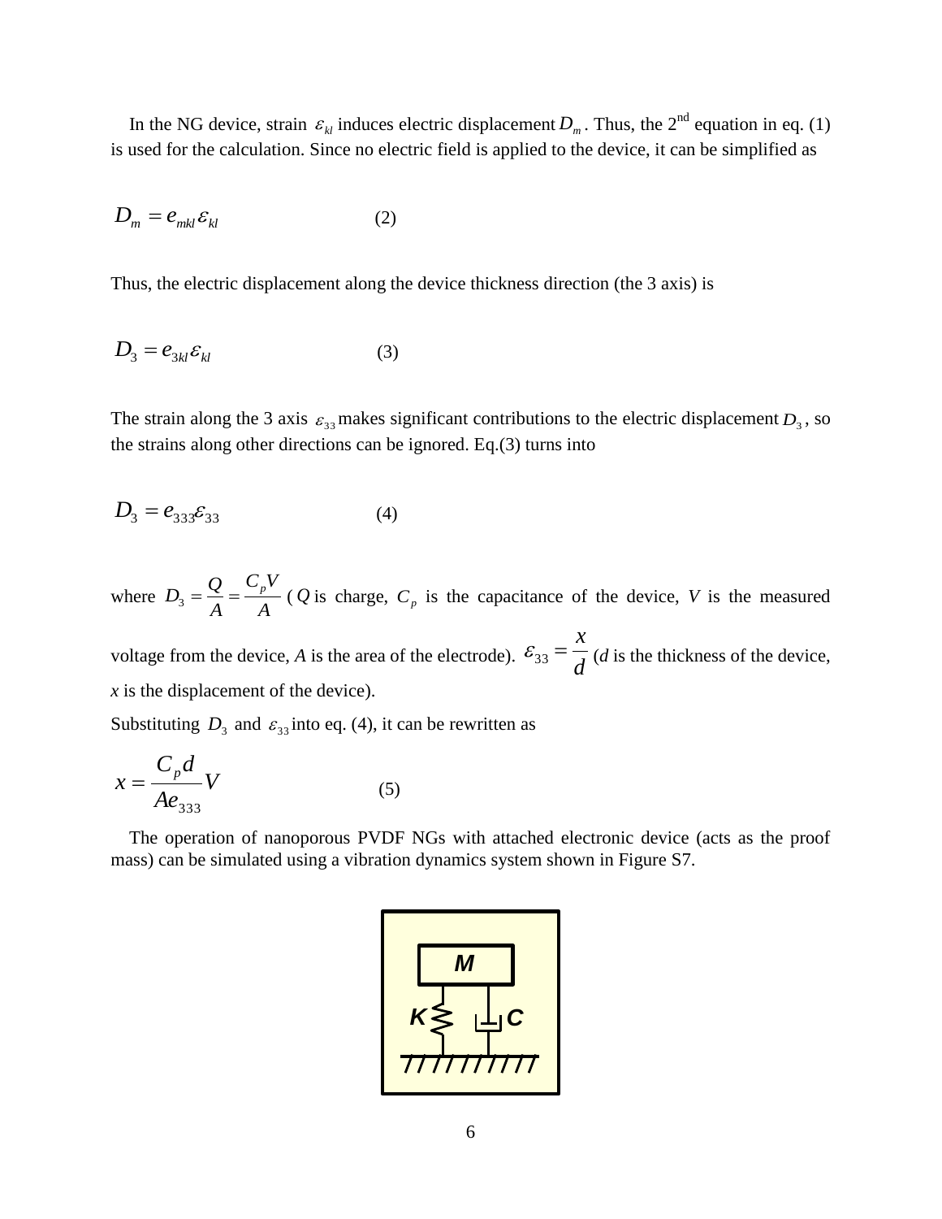In the NG device, strain $\varepsilon_{kl}$ induces electric displacement $D_m$. Thus, the 2nd equation in eq. (1) is used for the calculation. Since no electric field is applied to the device, it can be simplified as

$$D_m = e_{mkl}\varepsilon_{kl} \qquad (2)$$

Thus, the electric displacement along the device thickness direction (the 3 axis) is

$$D_3 = e_{3kl}\varepsilon_{kl} \qquad (3)$$

The strain along the 3 axis $\varepsilon_{33}$ makes significant contributions to the electric displacement $D_3$, so the strains along other directions can be ignored. Eq.(3) turns into

$$D_3 = e_{333}\varepsilon_{33} \qquad (4)$$

where $D_3 = \frac{Q}{A} = \frac{C_p V}{A}$ ($Q$ is charge, $C_p$ is the capacitance of the device, $V$ is the measured voltage from the device, $A$ is the area of the electrode). $\varepsilon_{33} = \frac{x}{d}$ ($d$ is the thickness of the device, $x$ is the displacement of the device).

Substituting $D_3$ and $\varepsilon_{33}$ into eq. (4), it can be rewritten as

$$x = \frac{C_p d}{A e_{333}} V \qquad (5)$$

The operation of nanoporous PVDF NGs with attached electronic device (acts as the proof mass) can be simulated using a vibration dynamics system shown in Figure S7.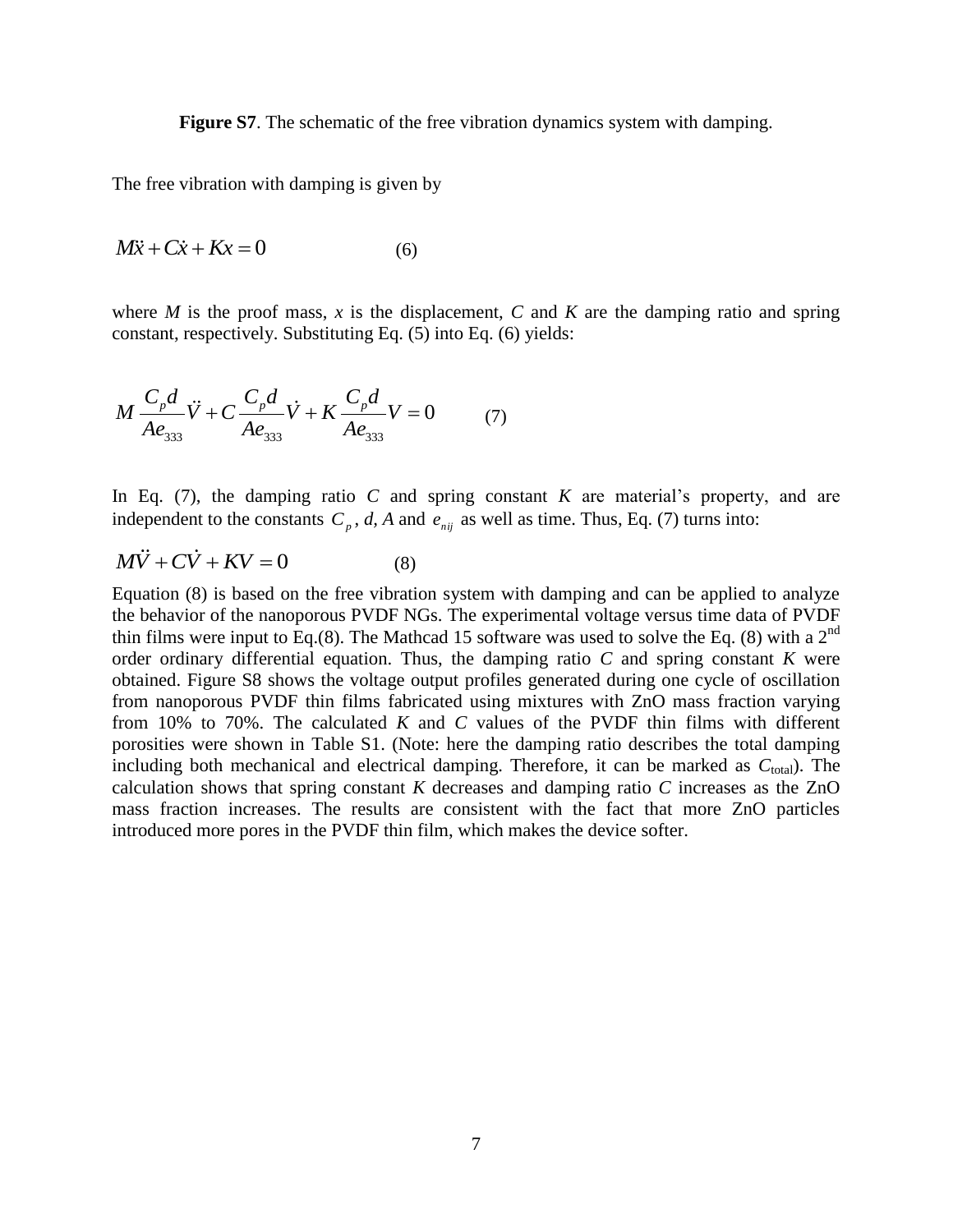**Figure S7**. The schematic of the free vibration dynamics system with damping.

The free vibration with damping is given by

$$M\ddot{x} + C\dot{x} + Kx = 0 \qquad (6)$$

where $M$ is the proof mass, $x$ is the displacement, $C$ and $K$ are the damping ratio and spring constant, respectively. Substituting Eq. (5) into Eq. (6) yields:

$$M\frac{C_p d}{Ae_{333}}\ddot{V} + C\frac{C_p d}{Ae_{333}}\dot{V} + K\frac{C_p d}{Ae_{333}}V = 0 \qquad (7)$$

In Eq. (7), the damping ratio $C$ and spring constant $K$ are material's property, and are independent to the constants $C_p$, $d$, $A$ and $e_{nij}$ as well as time. Thus, Eq. (7) turns into:

$$M\ddot{V} + C\dot{V} + KV = 0 \qquad (8)$$

Equation (8) is based on the free vibration system with damping and can be applied to analyze the behavior of the nanoporous PVDF NGs. The experimental voltage versus time data of PVDF thin films were input to Eq.(8). The Mathcad 15 software was used to solve the Eq. (8) with a 2nd order ordinary differential equation. Thus, the damping ratio $C$ and spring constant $K$ were obtained. Figure S8 shows the voltage output profiles generated during one cycle of oscillation from nanoporous PVDF thin films fabricated using mixtures with ZnO mass fraction varying from 10% to 70%. The calculated $K$ and $C$ values of the PVDF thin films with different porosities were shown in Table S1. (Note: here the damping ratio describes the total damping including both mechanical and electrical damping. Therefore, it can be marked as $C_{\text{total}}$). The calculation shows that spring constant $K$ decreases and damping ratio $C$ increases as the ZnO mass fraction increases. The results are consistent with the fact that more ZnO particles introduced more pores in the PVDF thin film, which makes the device softer.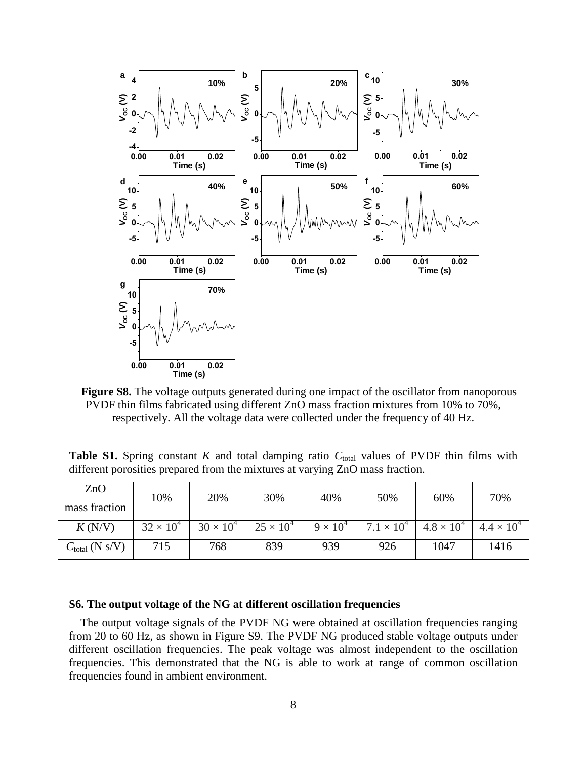**Figure S8.** The voltage outputs generated during one impact of the oscillator from nanoporous PVDF thin films fabricated using different ZnO mass fraction mixtures from 10% to 70%, respectively. All the voltage data were collected under the frequency of 40 Hz.

**Table S1.** Spring constant $K$ and total damping ratio $C_{\text{total}}$ values of PVDF thin films with different porosities prepared from the mixtures at varying ZnO mass fraction.

| ZnO mass fraction | 10% | 20% | 30% | 40% | 50% | 60% | 70% |
|---|---|---|---|---|---|---|---|
| $K$ (N/V) | $32 \times 10^4$ | $30 \times 10^4$ | $25 \times 10^4$ | $9 \times 10^4$ | $7.1 \times 10^4$ | $4.8 \times 10^4$ | $4.4 \times 10^4$ |
| $C_{\text{total}}$ (N s/V) | 715 | 768 | 839 | 939 | 926 | 1047 | 1416 |

### S6. The output voltage of the NG at different oscillation frequencies

The output voltage signals of the PVDF NG were obtained at oscillation frequencies ranging from 20 to 60 Hz, as shown in Figure S9. The PVDF NG produced stable voltage outputs under different oscillation frequencies. The peak voltage was almost independent to the oscillation frequencies. This demonstrated that the NG is able to work at range of common oscillation frequencies found in ambient environment.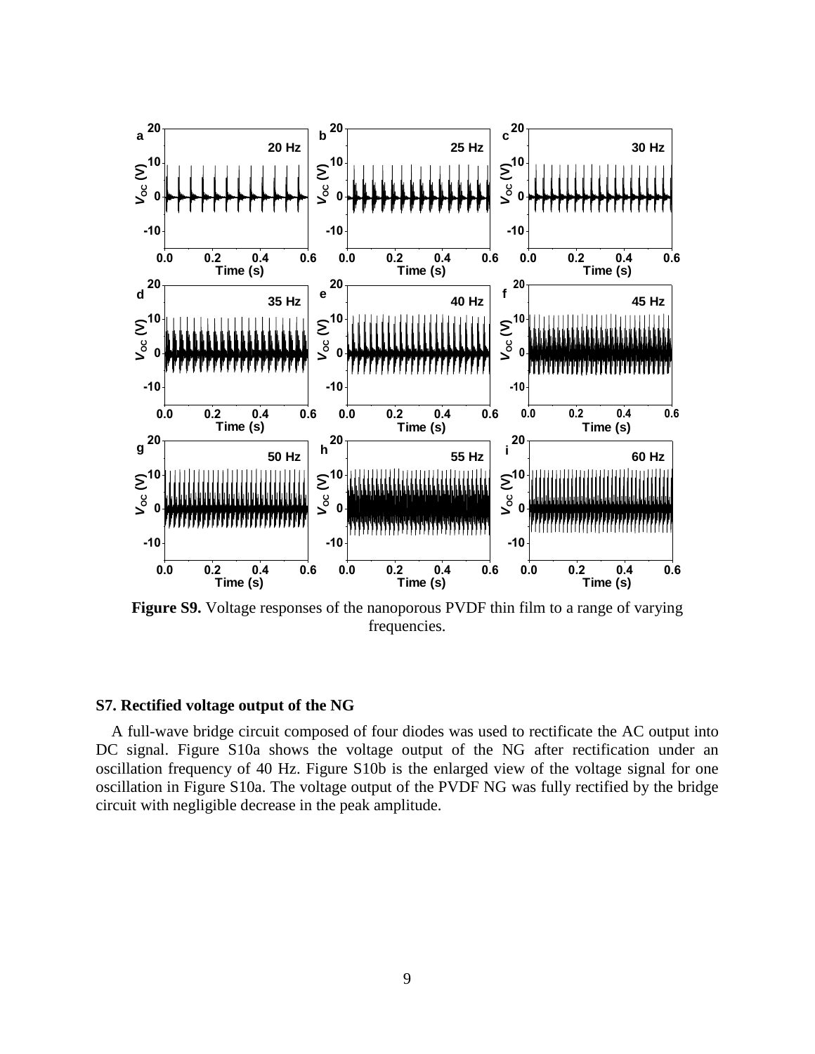**Figure S9.** Voltage responses of the nanoporous PVDF thin film to a range of varying frequencies.

### S7. Rectified voltage output of the NG

A full-wave bridge circuit composed of four diodes was used to rectificate the AC output into DC signal. Figure S10a shows the voltage output of the NG after rectification under an oscillation frequency of 40 Hz. Figure S10b is the enlarged view of the voltage signal for one oscillation in Figure S10a. The voltage output of the PVDF NG was fully rectified by the bridge circuit with negligible decrease in the peak amplitude.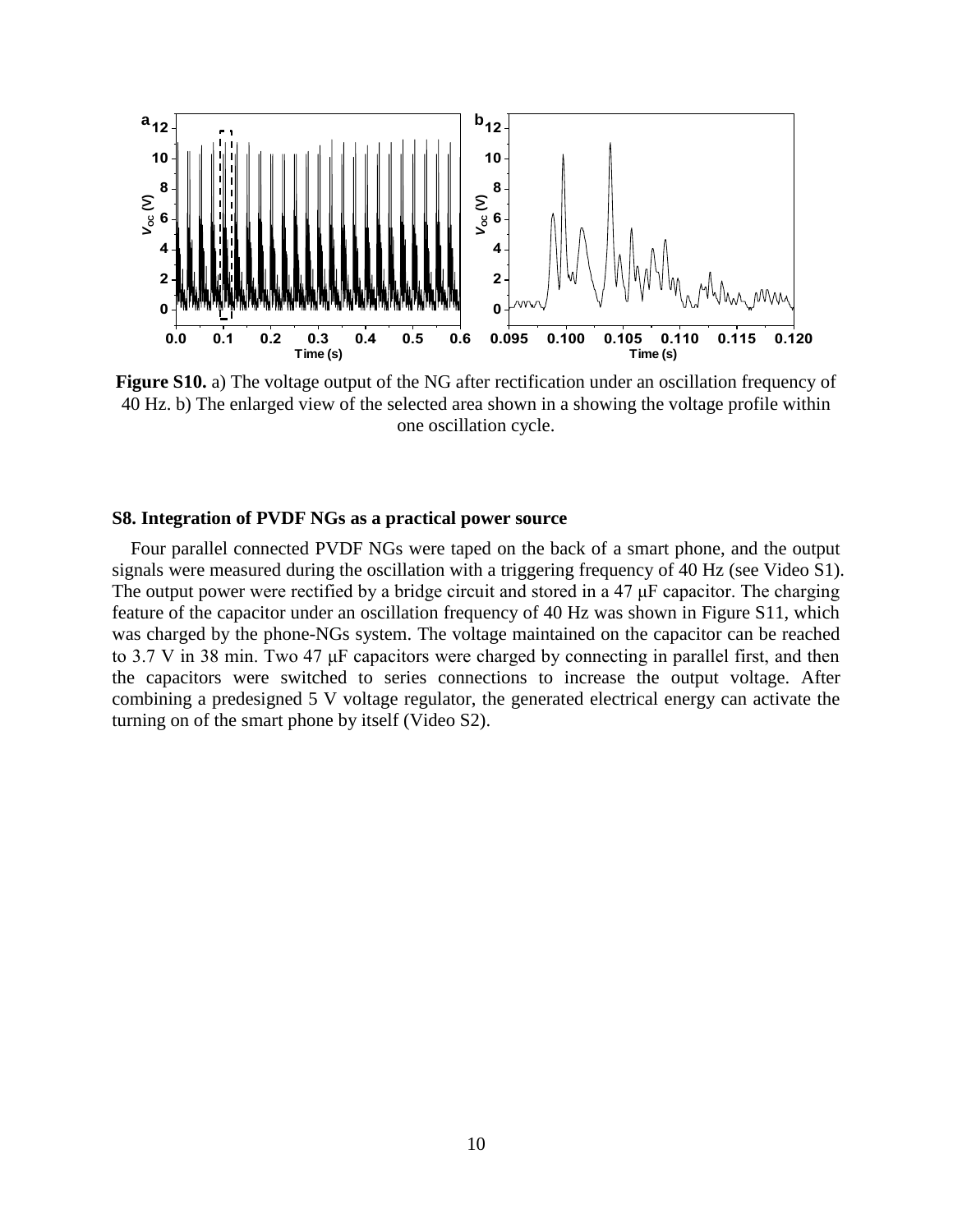**Figure S10.** a) The voltage output of the NG after rectification under an oscillation frequency of 40 Hz. b) The enlarged view of the selected area shown in a showing the voltage profile within one oscillation cycle.

## S8. Integration of PVDF NGs as a practical power source

Four parallel connected PVDF NGs were taped on the back of a smart phone, and the output signals were measured during the oscillation with a triggering frequency of 40 Hz (see Video S1). The output power were rectified by a bridge circuit and stored in a 47 μF capacitor. The charging feature of the capacitor under an oscillation frequency of 40 Hz was shown in Figure S11, which was charged by the phone-NGs system. The voltage maintained on the capacitor can be reached to 3.7 V in 38 min. Two 47 μF capacitors were charged by connecting in parallel first, and then the capacitors were switched to series connections to increase the output voltage. After combining a predesigned 5 V voltage regulator, the generated electrical energy can activate the turning on of the smart phone by itself (Video S2).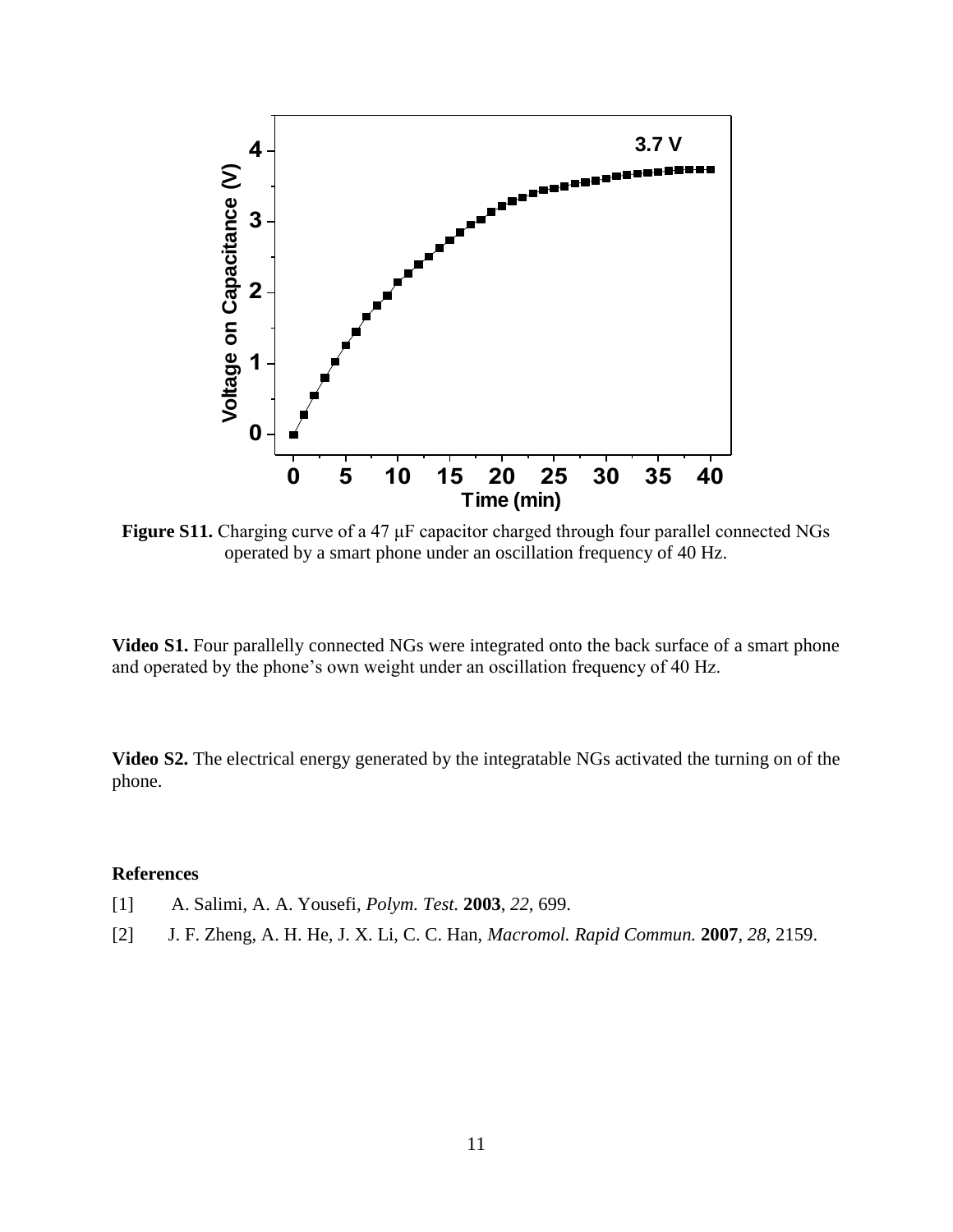3.7 V

Voltage on Capacitance (V)

0
1
2
3
4

Time (min)

0 5 10 15 20 25 30 35 40

**Figure S11.** Charging curve of a 47 μF capacitor charged through four parallel connected NGs operated by a smart phone under an oscillation frequency of 40 Hz.

**Video S1.** Four parallelly connected NGs were integrated onto the back surface of a smart phone and operated by the phone's own weight under an oscillation frequency of 40 Hz.

**Video S2.** The electrical energy generated by the integratable NGs activated the turning on of the phone.

**References**

[1] A. Salimi, A. A. Yousefi, *Polym. Test.* **2003**, *22*, 699.

[2] J. F. Zheng, A. H. He, J. X. Li, C. C. Han, *Macromol. Rapid Commun.* **2007**, *28*, 2159.